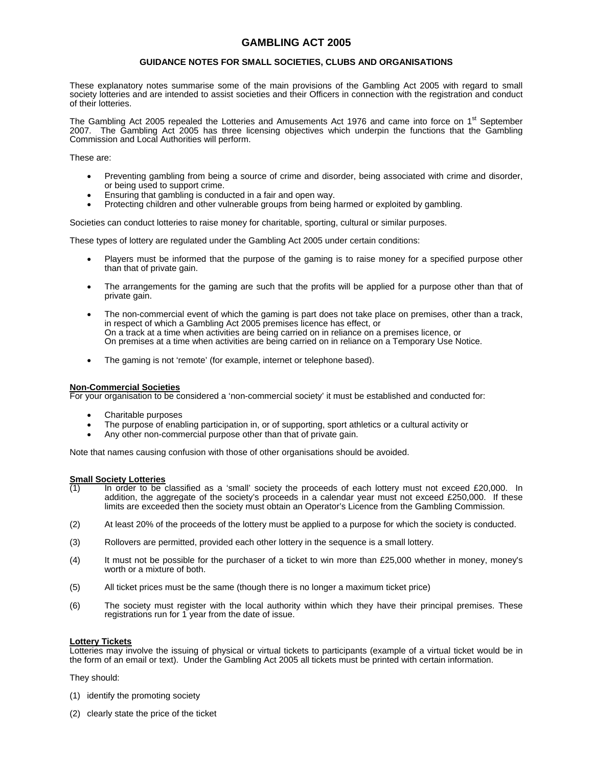# GAMBLING ACT 2005

## GUIDANCE NOTES FOR SMALL SOCIETIES, CLUBS AND ORGANISATIONS

These explanatory notes summarise some of the main provisions of the Gambling Act 2005 with regard to small society lotteries and are intended to assist societies and their Officers in connection with the registration and conduct of their lotteries.

The Gambling Act 2005 repealed the Lotteries and Amusements Act 1976 and came into force on 1st September 2007. The Gambling Act 2005 has three licensing objectives which underpin the functions that the Gambling Commission and Local Authorities will perform.

These are:

- Preventing gambling from being a source of crime and disorder, being associated with crime and disorder, or being used to support crime.
- Ensuring that gambling is conducted in a fair and open way.
- Protecting children and other vulnerable groups from being harmed or exploited by gambling.

Societies can conduct lotteries to raise money for charitable, sporting, cultural or similar purposes.

These types of lottery are regulated under the Gambling Act 2005 under certain conditions:

- Players must be informed that the purpose of the gaming is to raise money for a specified purpose other than that of private gain.
- The arrangements for the gaming are such that the profits will be applied for a purpose other than that of private gain.
- The non-commercial event of which the gaming is part does not take place on premises, other than a track, in respect of which a Gambling Act 2005 premises licence has effect, or
  On a track at a time when activities are being carried on in reliance on a premises licence, or
  On premises at a time when activities are being carried on in reliance on a Temporary Use Notice.
- The gaming is not 'remote' (for example, internet or telephone based).

**Non-Commercial Societies**

For your organisation to be considered a 'non-commercial society' it must be established and conducted for:

- Charitable purposes
- The purpose of enabling participation in, or of supporting, sport athletics or a cultural activity or
- Any other non-commercial purpose other than that of private gain.

Note that names causing confusion with those of other organisations should be avoided.

**Small Society Lotteries**

(1) In order to be classified as a 'small' society the proceeds of each lottery must not exceed £20,000. In addition, the aggregate of the society's proceeds in a calendar year must not exceed £250,000. If these limits are exceeded then the society must obtain an Operator's Licence from the Gambling Commission.

(2) At least 20% of the proceeds of the lottery must be applied to a purpose for which the society is conducted.

(3) Rollovers are permitted, provided each other lottery in the sequence is a small lottery.

(4) It must not be possible for the purchaser of a ticket to win more than £25,000 whether in money, money's worth or a mixture of both.

(5) All ticket prices must be the same (though there is no longer a maximum ticket price)

(6) The society must register with the local authority within which they have their principal premises. These registrations run for 1 year from the date of issue.

**Lottery Tickets**

Lotteries may involve the issuing of physical or virtual tickets to participants (example of a virtual ticket would be in the form of an email or text). Under the Gambling Act 2005 all tickets must be printed with certain information.

They should:

(1) identify the promoting society

(2) clearly state the price of the ticket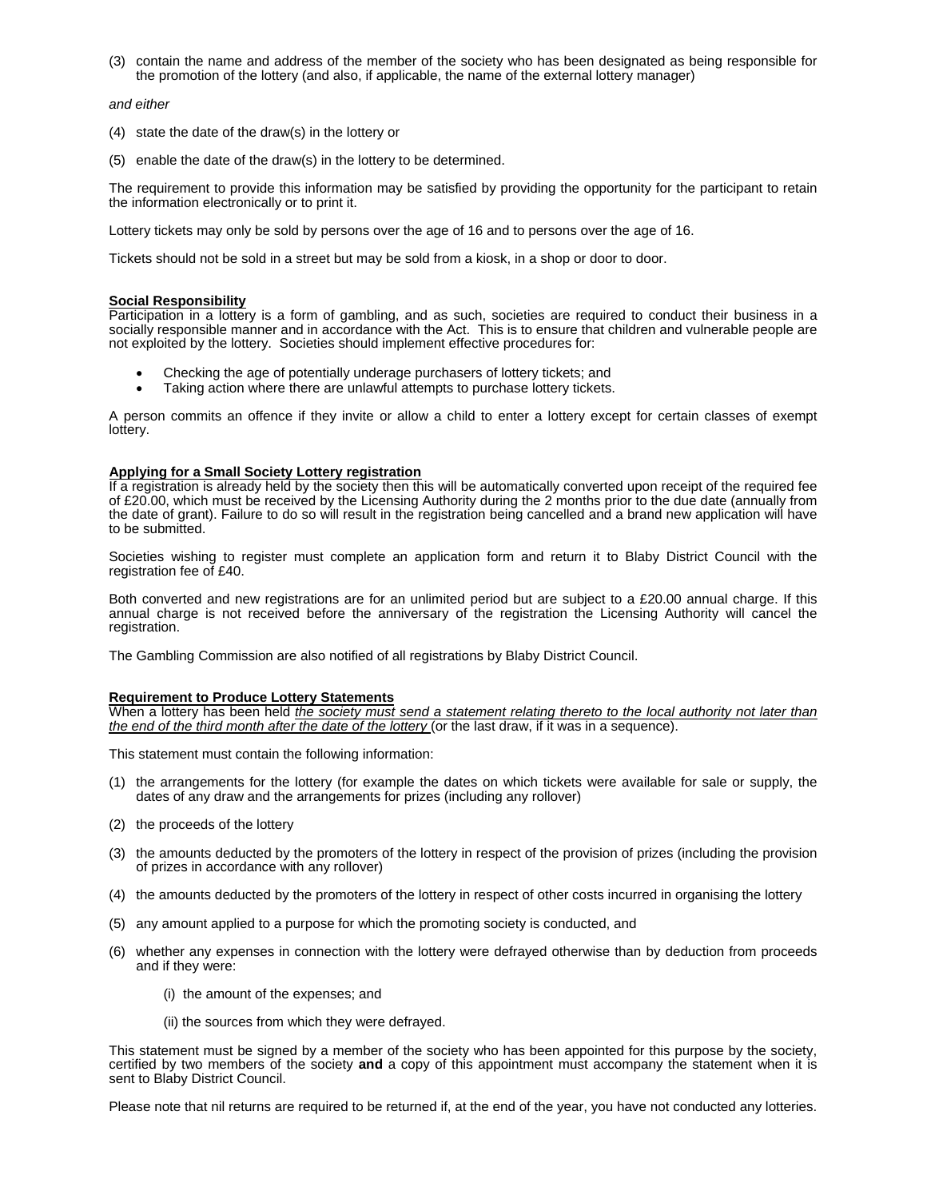(3) contain the name and address of the member of the society who has been designated as being responsible for the promotion of the lottery (and also, if applicable, the name of the external lottery manager)

*and either*

(4) state the date of the draw(s) in the lottery or

(5) enable the date of the draw(s) in the lottery to be determined.

The requirement to provide this information may be satisfied by providing the opportunity for the participant to retain the information electronically or to print it.

Lottery tickets may only be sold by persons over the age of 16 and to persons over the age of 16.

Tickets should not be sold in a street but may be sold from a kiosk, in a shop or door to door.

**Social Responsibility**

Participation in a lottery is a form of gambling, and as such, societies are required to conduct their business in a socially responsible manner and in accordance with the Act. This is to ensure that children and vulnerable people are not exploited by the lottery. Societies should implement effective procedures for:

- Checking the age of potentially underage purchasers of lottery tickets; and
- Taking action where there are unlawful attempts to purchase lottery tickets.

A person commits an offence if they invite or allow a child to enter a lottery except for certain classes of exempt lottery.

**Applying for a Small Society Lottery registration**

If a registration is already held by the society then this will be automatically converted upon receipt of the required fee of £20.00, which must be received by the Licensing Authority during the 2 months prior to the due date (annually from the date of grant). Failure to do so will result in the registration being cancelled and a brand new application will have to be submitted.

Societies wishing to register must complete an application form and return it to Blaby District Council with the registration fee of £40.

Both converted and new registrations are for an unlimited period but are subject to a £20.00 annual charge. If this annual charge is not received before the anniversary of the registration the Licensing Authority will cancel the registration.

The Gambling Commission are also notified of all registrations by Blaby District Council.

**Requirement to Produce Lottery Statements**

When a lottery has been held *the society must send a statement relating thereto to the local authority not later than the end of the third month after the date of the lottery* (or the last draw, if it was in a sequence).

This statement must contain the following information:

(1) the arrangements for the lottery (for example the dates on which tickets were available for sale or supply, the dates of any draw and the arrangements for prizes (including any rollover)

(2) the proceeds of the lottery

(3) the amounts deducted by the promoters of the lottery in respect of the provision of prizes (including the provision of prizes in accordance with any rollover)

(4) the amounts deducted by the promoters of the lottery in respect of other costs incurred in organising the lottery

(5) any amount applied to a purpose for which the promoting society is conducted, and

(6) whether any expenses in connection with the lottery were defrayed otherwise than by deduction from proceeds and if they were:

    (i) the amount of the expenses; and

    (ii) the sources from which they were defrayed.

This statement must be signed by a member of the society who has been appointed for this purpose by the society, certified by two members of the society **and** a copy of this appointment must accompany the statement when it is sent to Blaby District Council.

Please note that nil returns are required to be returned if, at the end of the year, you have not conducted any lotteries.